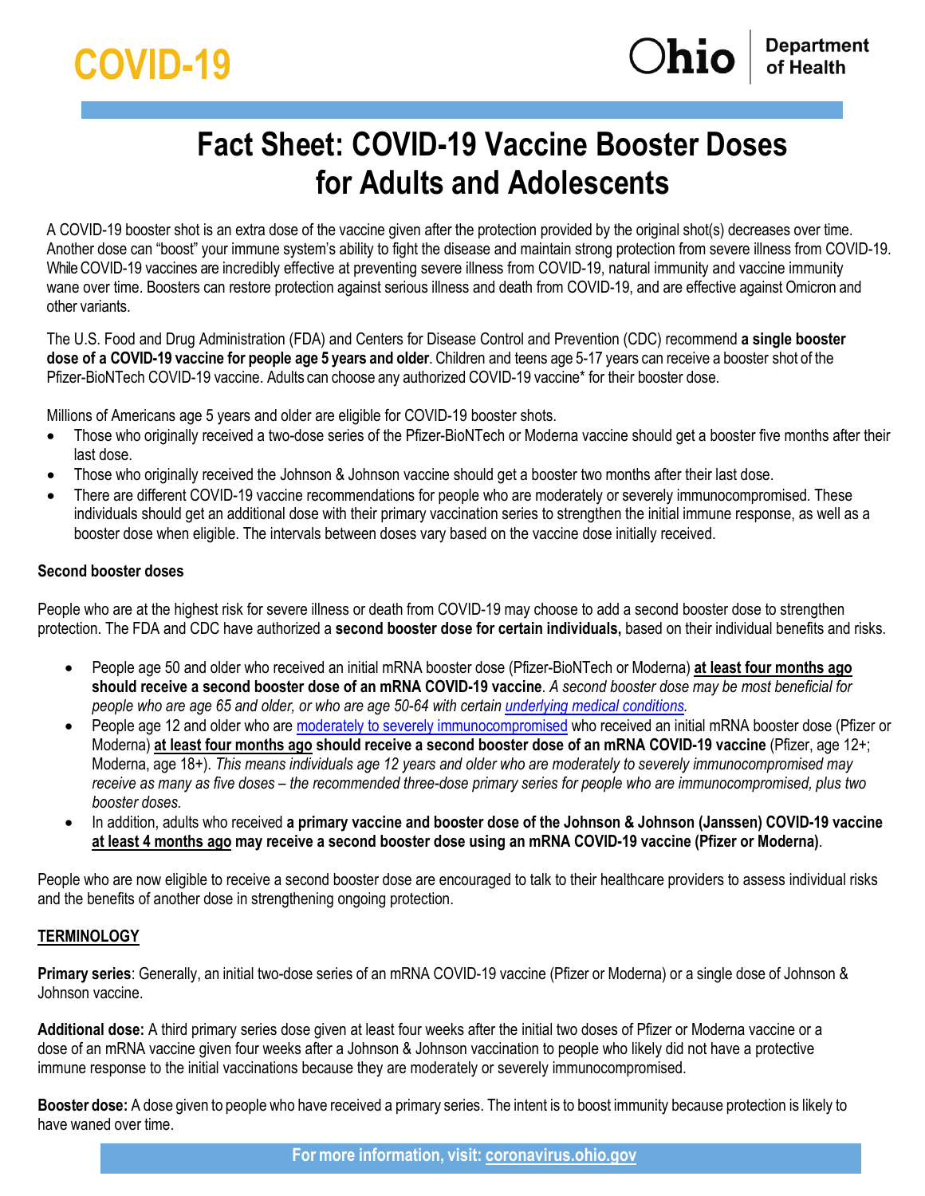COVID-19

Ohio Department of Health

# Fact Sheet: COVID-19 Vaccine Booster Doses for Adults and Adolescents

A COVID-19 booster shot is an extra dose of the vaccine given after the protection provided by the original shot(s) decreases over time. Another dose can "boost" your immune system's ability to fight the disease and maintain strong protection from severe illness from COVID-19. While COVID-19 vaccines are incredibly effective at preventing severe illness from COVID-19, natural immunity and vaccine immunity wane over time. Boosters can restore protection against serious illness and death from COVID-19, and are effective against Omicron and other variants.

The U.S. Food and Drug Administration (FDA) and Centers for Disease Control and Prevention (CDC) recommend **a single booster dose of a COVID-19 vaccine for people age 5 years and older**. Children and teens age 5-17 years can receive a booster shot of the Pfizer-BioNTech COVID-19 vaccine. Adults can choose any authorized COVID-19 vaccine* for their booster dose.

Millions of Americans age 5 years and older are eligible for COVID-19 booster shots.

- Those who originally received a two-dose series of the Pfizer-BioNTech or Moderna vaccine should get a booster five months after their last dose.
- Those who originally received the Johnson & Johnson vaccine should get a booster two months after their last dose.
- There are different COVID-19 vaccine recommendations for people who are moderately or severely immunocompromised. These individuals should get an additional dose with their primary vaccination series to strengthen the initial immune response, as well as a booster dose when eligible. The intervals between doses vary based on the vaccine dose initially received.

**Second booster doses**

People who are at the highest risk for severe illness or death from COVID-19 may choose to add a second booster dose to strengthen protection. The FDA and CDC have authorized a **second booster dose for certain individuals,** based on their individual benefits and risks.

- People age 50 and older who received an initial mRNA booster dose (Pfizer-BioNTech or Moderna) **at least four months ago should receive a second booster dose of an mRNA COVID-19 vaccine**. *A second booster dose may be most beneficial for people who are age 65 and older, or who are age 50-64 with certain underlying medical conditions.*
- People age 12 and older who are moderately to severely immunocompromised who received an initial mRNA booster dose (Pfizer or Moderna) **at least four months ago should receive a second booster dose of an mRNA COVID-19 vaccine** (Pfizer, age 12+; Moderna, age 18+). *This means individuals age 12 years and older who are moderately to severely immunocompromised may receive as many as five doses – the recommended three-dose primary series for people who are immunocompromised, plus two booster doses.*
- In addition, adults who received **a primary vaccine and booster dose of the Johnson & Johnson (Janssen) COVID-19 vaccine at least 4 months ago** may receive a second booster dose using an mRNA COVID-19 vaccine (Pfizer or Moderna).

People who are now eligible to receive a second booster dose are encouraged to talk to their healthcare providers to assess individual risks and the benefits of another dose in strengthening ongoing protection.

**TERMINOLOGY**

**Primary series**: Generally, an initial two-dose series of an mRNA COVID-19 vaccine (Pfizer or Moderna) or a single dose of Johnson & Johnson vaccine.

**Additional dose:** A third primary series dose given at least four weeks after the initial two doses of Pfizer or Moderna vaccine or a dose of an mRNA vaccine given four weeks after a Johnson & Johnson vaccination to people who likely did not have a protective immune response to the initial vaccinations because they are moderately or severely immunocompromised.

**Booster dose:** A dose given to people who have received a primary series. The intent is to boost immunity because protection is likely to have waned over time.

For more information, visit: coronavirus.ohio.gov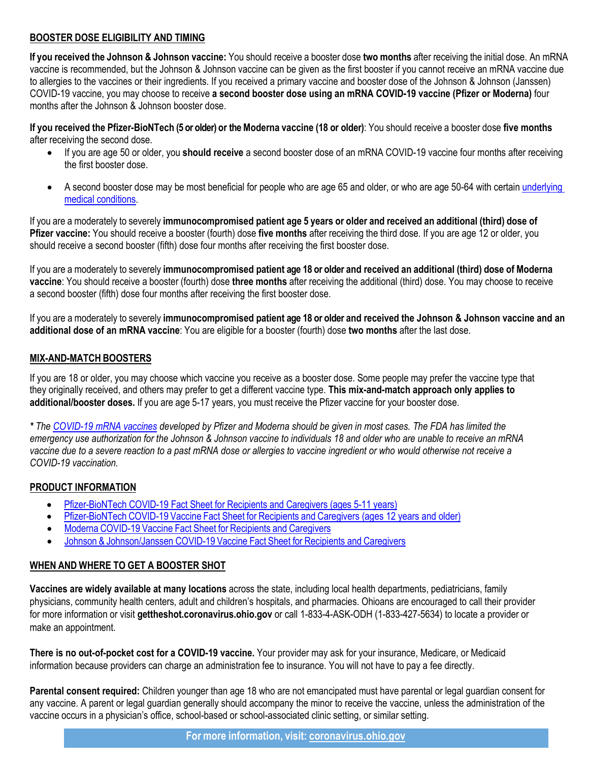## BOOSTER DOSE ELIGIBILITY AND TIMING

**If you received the Johnson & Johnson vaccine:** You should receive a booster dose **two months** after receiving the initial dose. An mRNA vaccine is recommended, but the Johnson & Johnson vaccine can be given as the first booster if you cannot receive an mRNA vaccine due to allergies to the vaccines or their ingredients. If you received a primary vaccine and booster dose of the Johnson & Johnson (Janssen) COVID-19 vaccine, you may choose to receive **a second booster dose using an mRNA COVID-19 vaccine (Pfizer or Moderna)** four months after the Johnson & Johnson booster dose.

**If you received the Pfizer-BioNTech (5 or older) or the Moderna vaccine (18 or older)**: You should receive a booster dose **five months** after receiving the second dose.

- If you are age 50 or older, you **should receive** a second booster dose of an mRNA COVID-19 vaccine four months after receiving the first booster dose.
- A second booster dose may be most beneficial for people who are age 65 and older, or who are age 50-64 with certain underlying medical conditions.

If you are a moderately to severely **immunocompromised patient age 5 years or older and received an additional (third) dose of Pfizer vaccine:** You should receive a booster (fourth) dose **five months** after receiving the third dose. If you are age 12 or older, you should receive a second booster (fifth) dose four months after receiving the first booster dose.

If you are a moderately to severely **immunocompromised patient age 18 or older and received an additional (third) dose of Moderna vaccine**: You should receive a booster (fourth) dose **three months** after receiving the additional (third) dose. You may choose to receive a second booster (fifth) dose four months after receiving the first booster dose.

If you are a moderately to severely **immunocompromised patient age 18 or older and received the Johnson & Johnson vaccine and an additional dose of an mRNA vaccine**: You are eligible for a booster (fourth) dose **two months** after the last dose.

## MIX-AND-MATCH BOOSTERS

If you are 18 or older, you may choose which vaccine you receive as a booster dose. Some people may prefer the vaccine type that they originally received, and others may prefer to get a different vaccine type. **This mix-and-match approach only applies to additional/booster doses.** If you are age 5-17 years, you must receive the Pfizer vaccine for your booster dose.

*\* The COVID-19 mRNA vaccines developed by Pfizer and Moderna should be given in most cases. The FDA has limited the emergency use authorization for the Johnson & Johnson vaccine to individuals 18 and older who are unable to receive an mRNA vaccine due to a severe reaction to a past mRNA dose or allergies to vaccine ingredient or who would otherwise not receive a COVID-19 vaccination.*

## PRODUCT INFORMATION

- Pfizer-BioNTech COVID-19 Fact Sheet for Recipients and Caregivers (ages 5-11 years)
- Pfizer-BioNTech COVID-19 Vaccine Fact Sheet for Recipients and Caregivers (ages 12 years and older)
- Moderna COVID-19 Vaccine Fact Sheet for Recipients and Caregivers
- Johnson & Johnson/Janssen COVID-19 Vaccine Fact Sheet for Recipients and Caregivers

## WHEN AND WHERE TO GET A BOOSTER SHOT

**Vaccines are widely available at many locations** across the state, including local health departments, pediatricians, family physicians, community health centers, adult and children's hospitals, and pharmacies. Ohioans are encouraged to call their provider for more information or visit **gettheshot.coronavirus.ohio.gov** or call 1-833-4-ASK-ODH (1-833-427-5634) to locate a provider or make an appointment.

**There is no out-of-pocket cost for a COVID-19 vaccine.** Your provider may ask for your insurance, Medicare, or Medicaid information because providers can charge an administration fee to insurance. You will not have to pay a fee directly.

**Parental consent required:** Children younger than age 18 who are not emancipated must have parental or legal guardian consent for any vaccine. A parent or legal guardian generally should accompany the minor to receive the vaccine, unless the administration of the vaccine occurs in a physician's office, school-based or school-associated clinic setting, or similar setting.

**For more information, visit: coronavirus.ohio.gov**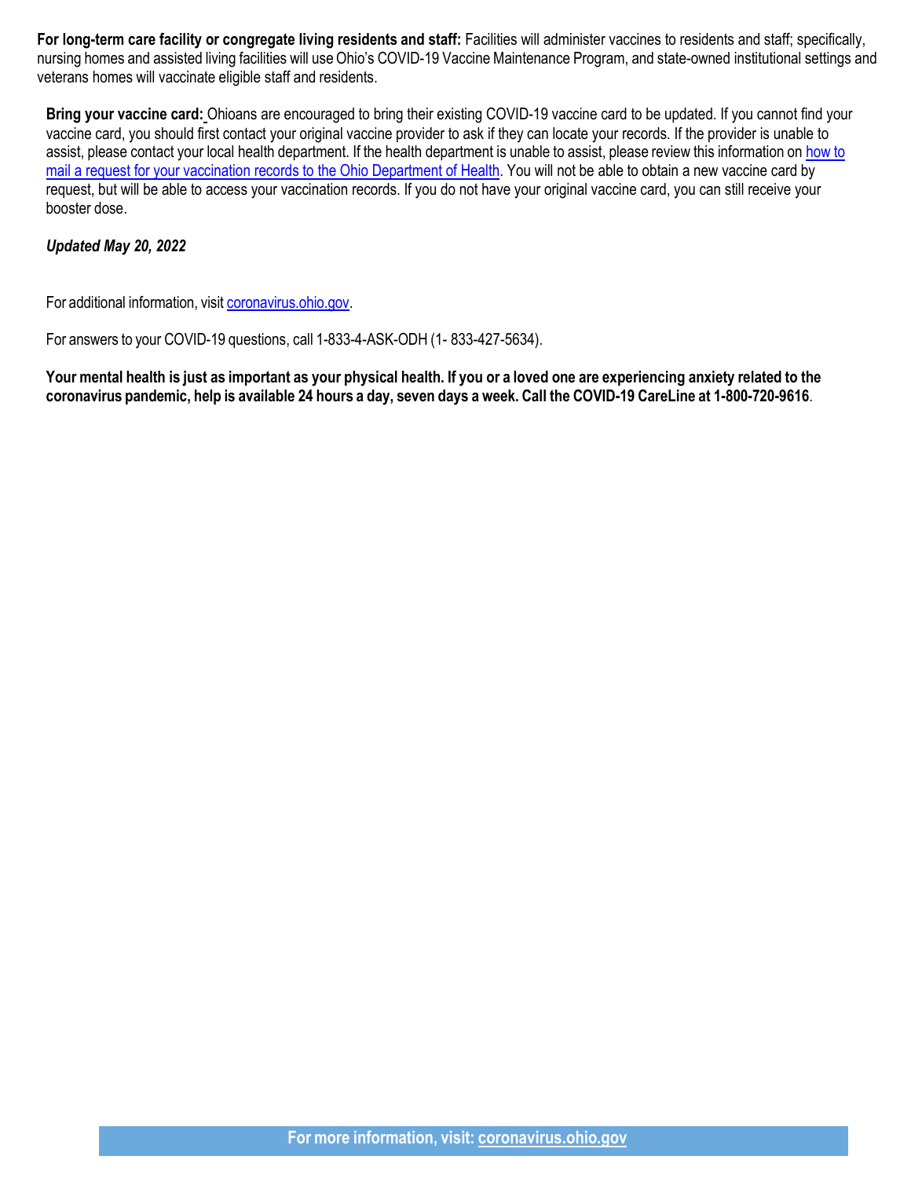**For long-term care facility or congregate living residents and staff:** Facilities will administer vaccines to residents and staff; specifically, nursing homes and assisted living facilities will use Ohio's COVID-19 Vaccine Maintenance Program, and state-owned institutional settings and veterans homes will vaccinate eligible staff and residents.

**Bring your vaccine card:** Ohioans are encouraged to bring their existing COVID-19 vaccine card to be updated. If you cannot find your vaccine card, you should first contact your original vaccine provider to ask if they can locate your records. If the provider is unable to assist, please contact your local health department. If the health department is unable to assist, please review this information on how to mail a request for your vaccination records to the Ohio Department of Health. You will not be able to obtain a new vaccine card by request, but will be able to access your vaccination records. If you do not have your original vaccine card, you can still receive your booster dose.

***Updated May 20, 2022***

For additional information, visit coronavirus.ohio.gov.

For answers to your COVID-19 questions, call 1-833-4-ASK-ODH (1- 833-427-5634).

**Your mental health is just as important as your physical health. If you or a loved one are experiencing anxiety related to the coronavirus pandemic, help is available 24 hours a day, seven days a week. Call the COVID-19 CareLine at 1-800-720-9616**.

**For more information, visit: coronavirus.ohio.gov**